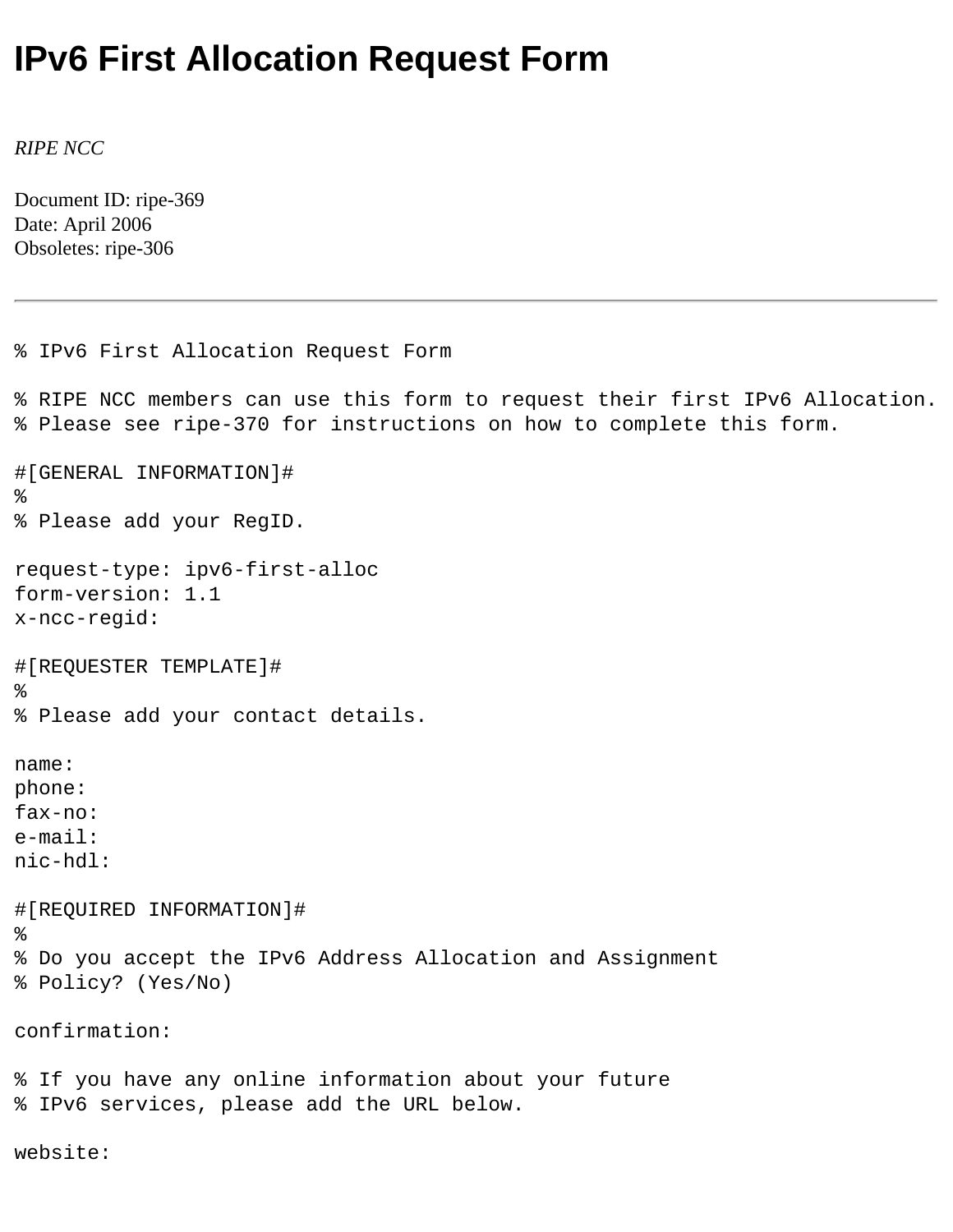# IPv6 First Allocation Request Form

*RIPE NCC*

Document ID: ripe-369
Date: April 2006
Obsoletes: ripe-306

---

```
% IPv6 First Allocation Request Form

% RIPE NCC members can use this form to request their first IPv6 Allocation.
% Please see ripe-370 for instructions on how to complete this form.

#[GENERAL INFORMATION]#
%
% Please add your RegID.

request-type: ipv6-first-alloc
form-version: 1.1
x-ncc-regid:

#[REQUESTER TEMPLATE]#
%
% Please add your contact details.

name:
phone:
fax-no:
e-mail:
nic-hdl:

#[REQUIRED INFORMATION]#
%
% Do you accept the IPv6 Address Allocation and Assignment
% Policy? (Yes/No)

confirmation:

% If you have any online information about your future
% IPv6 services, please add the URL below.

website:
```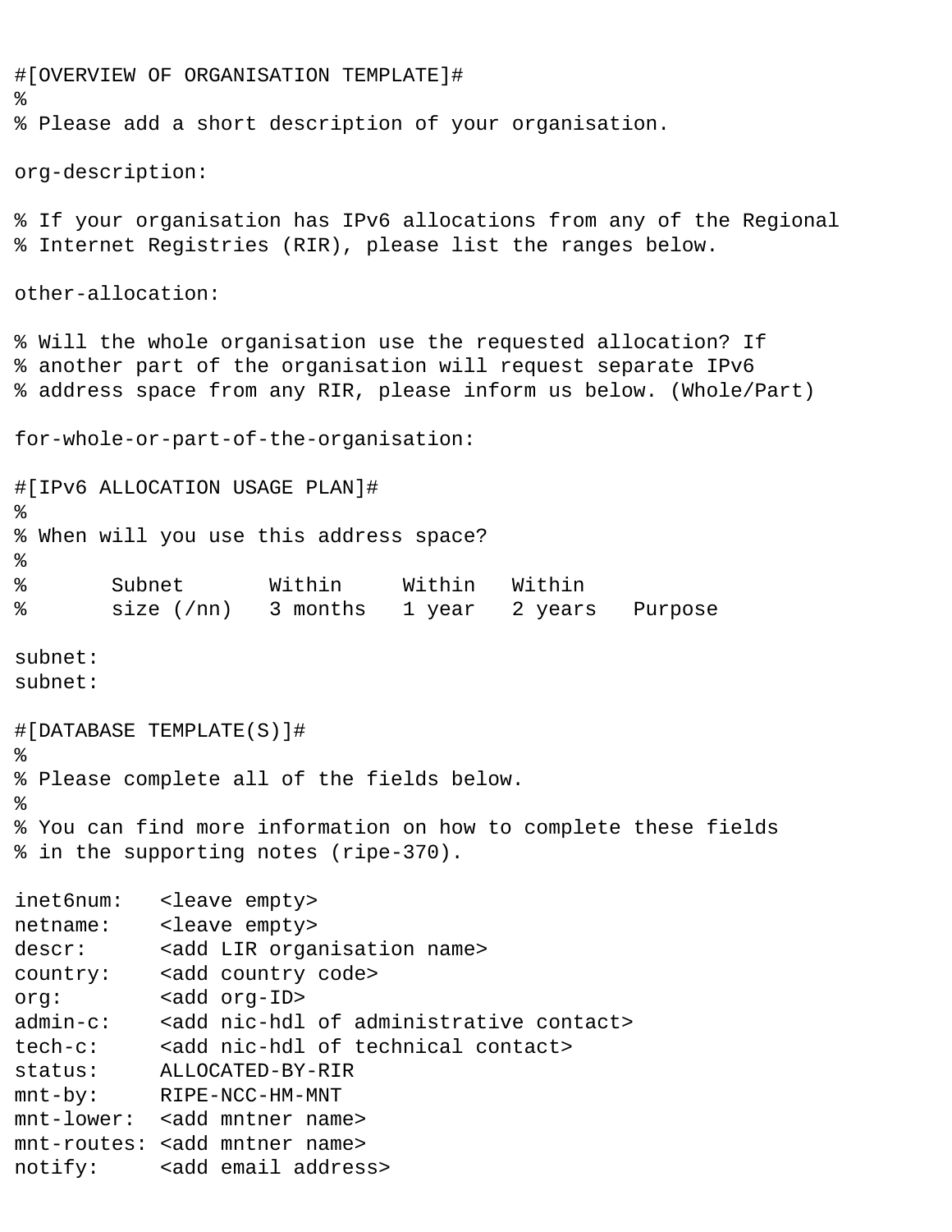```
#[OVERVIEW OF ORGANISATION TEMPLATE]#
%
% Please add a short description of your organisation.

org-description:

% If your organisation has IPv6 allocations from any of the Regional
% Internet Registries (RIR), please list the ranges below.

other-allocation:

% Will the whole organisation use the requested allocation? If
% another part of the organisation will request separate IPv6
% address space from any RIR, please inform us below. (Whole/Part)

for-whole-or-part-of-the-organisation:

#[IPv6 ALLOCATION USAGE PLAN]#
%
% When will you use this address space?
%
%       Subnet       Within     Within   Within
%       size (/nn)   3 months   1 year   2 years   Purpose

subnet:
subnet:

#[DATABASE TEMPLATE(S)]#
%
% Please complete all of the fields below.
%
% You can find more information on how to complete these fields
% in the supporting notes (ripe-370).

inet6num:   <leave empty>
netname:    <leave empty>
descr:      <add LIR organisation name>
country:    <add country code>
org:        <add org-ID>
admin-c:    <add nic-hdl of administrative contact>
tech-c:     <add nic-hdl of technical contact>
status:     ALLOCATED-BY-RIR
mnt-by:     RIPE-NCC-HM-MNT
mnt-lower:  <add mntner name>
mnt-routes: <add mntner name>
notify:     <add email address>
```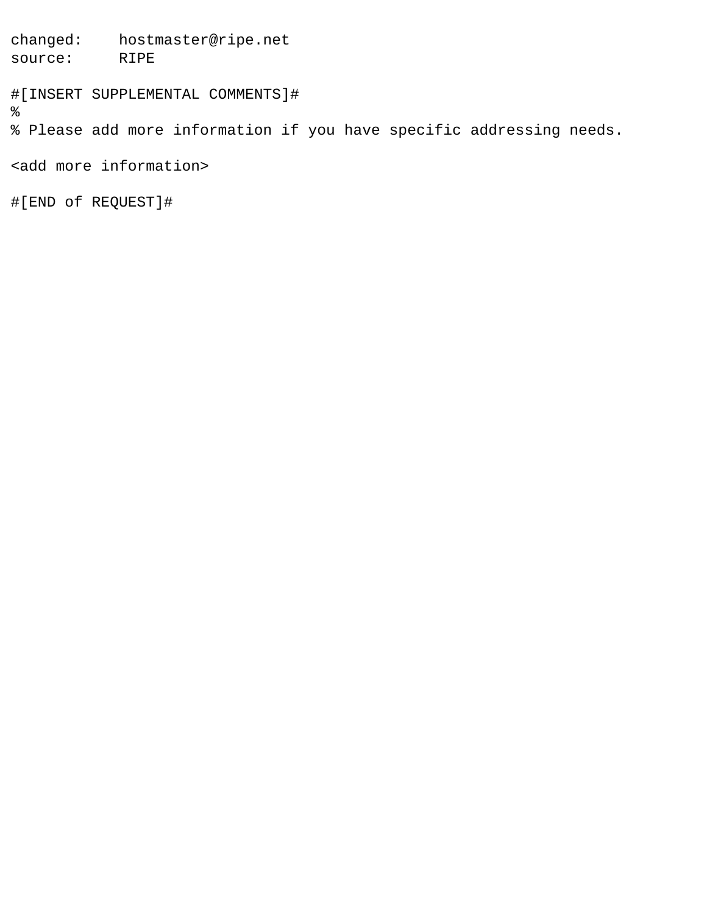```
changed:    hostmaster@ripe.net
source:     RIPE

#[INSERT SUPPLEMENTAL COMMENTS]#
%
% Please add more information if you have specific addressing needs.

<add more information>

#[END of REQUEST]#
```